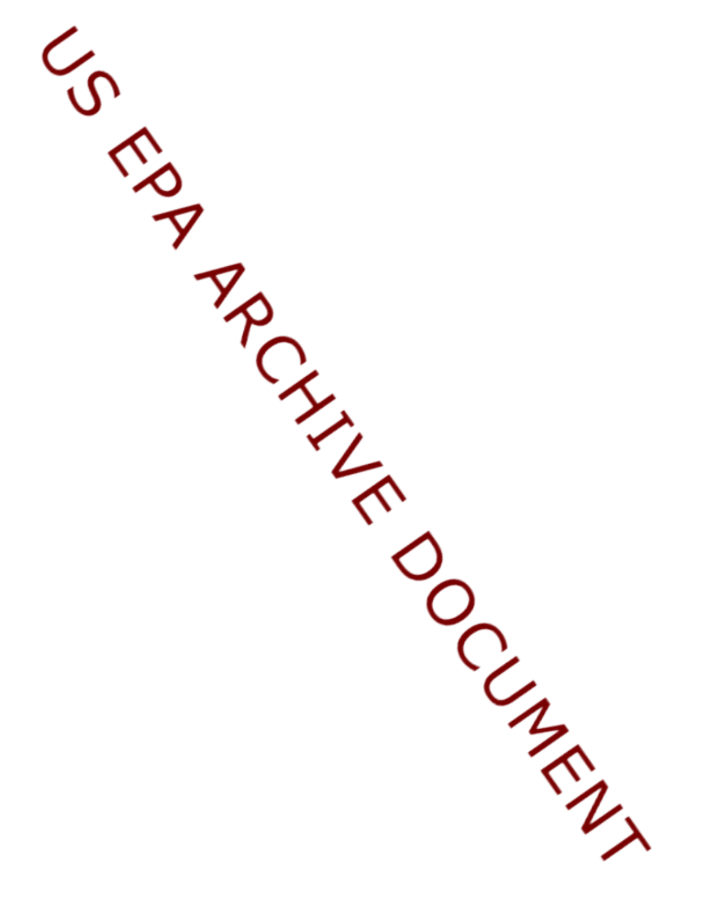US EPA ARCHIVE DOCUMENT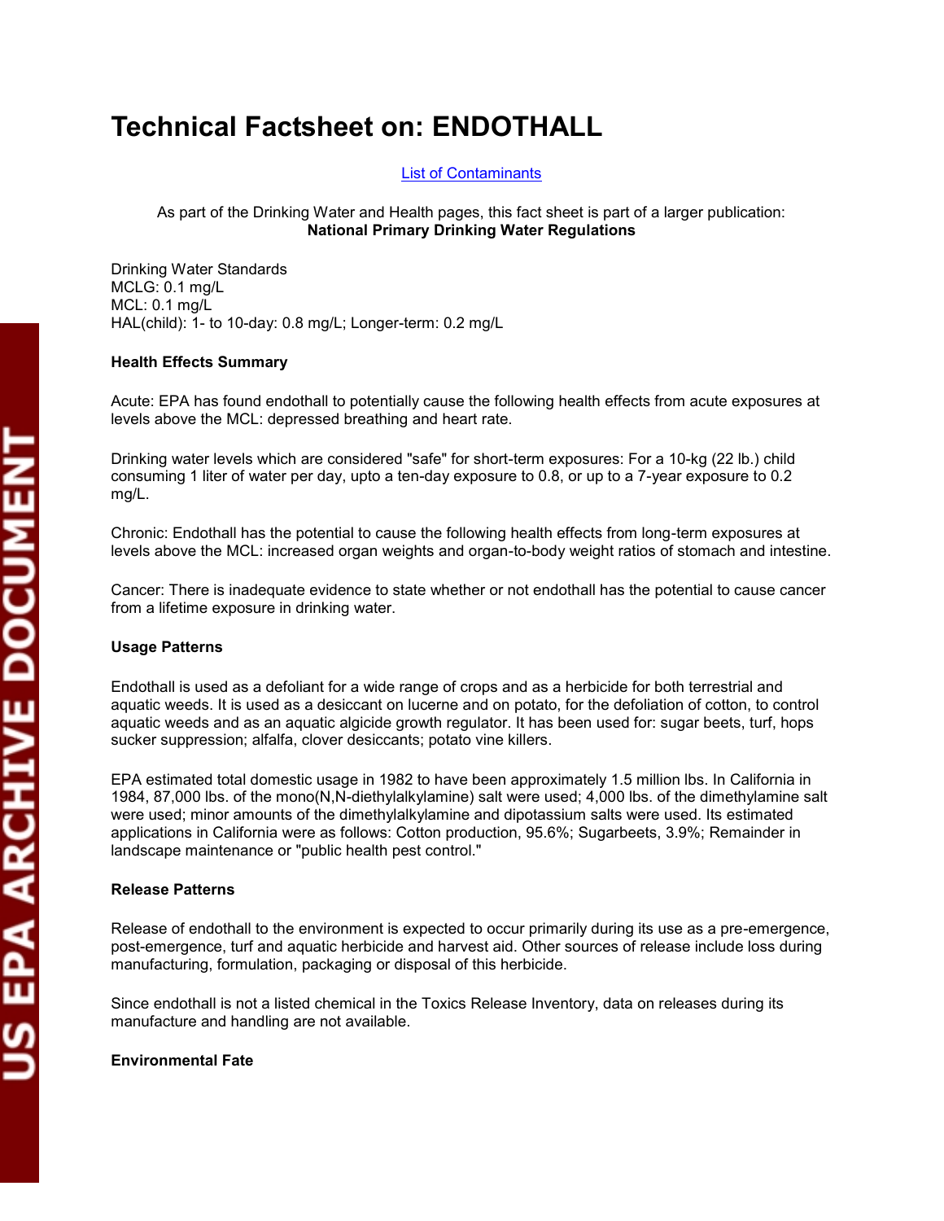# Technical Factsheet on: ENDOTHALL

List of Contaminants

As part of the Drinking Water and Health pages, this fact sheet is part of a larger publication:
**National Primary Drinking Water Regulations**

Drinking Water Standards
MCLG: 0.1 mg/L
MCL: 0.1 mg/L
HAL(child): 1- to 10-day: 0.8 mg/L; Longer-term: 0.2 mg/L

**Health Effects Summary**

Acute: EPA has found endothall to potentially cause the following health effects from acute exposures at levels above the MCL: depressed breathing and heart rate.

Drinking water levels which are considered "safe" for short-term exposures: For a 10-kg (22 lb.) child consuming 1 liter of water per day, upto a ten-day exposure to 0.8, or up to a 7-year exposure to 0.2 mg/L.

Chronic: Endothall has the potential to cause the following health effects from long-term exposures at levels above the MCL: increased organ weights and organ-to-body weight ratios of stomach and intestine.

Cancer: There is inadequate evidence to state whether or not endothall has the potential to cause cancer from a lifetime exposure in drinking water.

**Usage Patterns**

Endothall is used as a defoliant for a wide range of crops and as a herbicide for both terrestrial and aquatic weeds. It is used as a desiccant on lucerne and on potato, for the defoliation of cotton, to control aquatic weeds and as an aquatic algicide growth regulator. It has been used for: sugar beets, turf, hops sucker suppression; alfalfa, clover desiccants; potato vine killers.

EPA estimated total domestic usage in 1982 to have been approximately 1.5 million lbs. In California in 1984, 87,000 lbs. of the mono(N,N-diethylalkylamine) salt were used; 4,000 lbs. of the dimethylamine salt were used; minor amounts of the dimethylalkylamine and dipotassium salts were used. Its estimated applications in California were as follows: Cotton production, 95.6%; Sugarbeets, 3.9%; Remainder in landscape maintenance or "public health pest control."

**Release Patterns**

Release of endothall to the environment is expected to occur primarily during its use as a pre-emergence, post-emergence, turf and aquatic herbicide and harvest aid. Other sources of release include loss during manufacturing, formulation, packaging or disposal of this herbicide.

Since endothall is not a listed chemical in the Toxics Release Inventory, data on releases during its manufacture and handling are not available.

**Environmental Fate**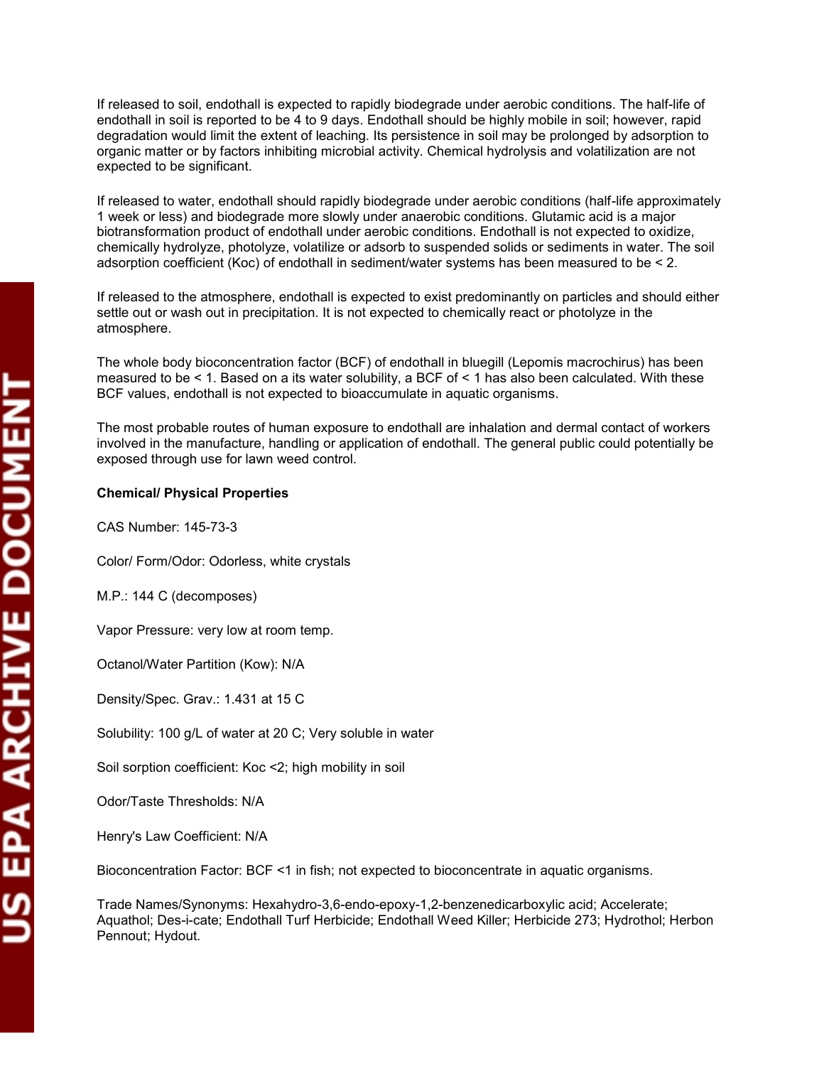If released to soil, endothall is expected to rapidly biodegrade under aerobic conditions. The half-life of endothall in soil is reported to be 4 to 9 days. Endothall should be highly mobile in soil; however, rapid degradation would limit the extent of leaching. Its persistence in soil may be prolonged by adsorption to organic matter or by factors inhibiting microbial activity. Chemical hydrolysis and volatilization are not expected to be significant.

If released to water, endothall should rapidly biodegrade under aerobic conditions (half-life approximately 1 week or less) and biodegrade more slowly under anaerobic conditions. Glutamic acid is a major biotransformation product of endothall under aerobic conditions. Endothall is not expected to oxidize, chemically hydrolyze, photolyze, volatilize or adsorb to suspended solids or sediments in water. The soil adsorption coefficient (Koc) of endothall in sediment/water systems has been measured to be < 2.

If released to the atmosphere, endothall is expected to exist predominantly on particles and should either settle out or wash out in precipitation. It is not expected to chemically react or photolyze in the atmosphere.

The whole body bioconcentration factor (BCF) of endothall in bluegill (Lepomis macrochirus) has been measured to be < 1. Based on a its water solubility, a BCF of < 1 has also been calculated. With these BCF values, endothall is not expected to bioaccumulate in aquatic organisms.

The most probable routes of human exposure to endothall are inhalation and dermal contact of workers involved in the manufacture, handling or application of endothall. The general public could potentially be exposed through use for lawn weed control.

**Chemical/ Physical Properties**

CAS Number: 145-73-3

Color/ Form/Odor: Odorless, white crystals

M.P.: 144 C (decomposes)

Vapor Pressure: very low at room temp.

Octanol/Water Partition (Kow): N/A

Density/Spec. Grav.: 1.431 at 15 C

Solubility: 100 g/L of water at 20 C; Very soluble in water

Soil sorption coefficient: Koc <2; high mobility in soil

Odor/Taste Thresholds: N/A

Henry's Law Coefficient: N/A

Bioconcentration Factor: BCF <1 in fish; not expected to bioconcentrate in aquatic organisms.

Trade Names/Synonyms: Hexahydro-3,6-endo-epoxy-1,2-benzenedicarboxylic acid; Accelerate; Aquathol; Des-i-cate; Endothall Turf Herbicide; Endothall Weed Killer; Herbicide 273; Hydrothol; Herbon Pennout; Hydout.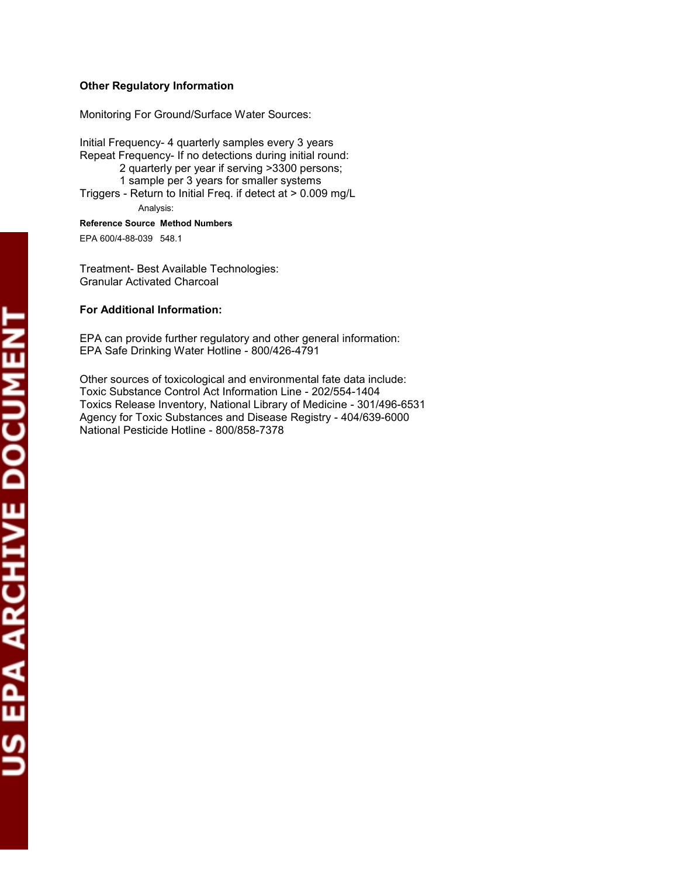**Other Regulatory Information**

Monitoring For Ground/Surface Water Sources:

Initial Frequency- 4 quarterly samples every 3 years
Repeat Frequency- If no detections during initial round:
  2 quarterly per year if serving >3300 persons;
  1 sample per 3 years for smaller systems
Triggers - Return to Initial Freq. if detect at > 0.009 mg/L

Analysis:

| Reference Source | Method Numbers |
| --- | --- |
| EPA 600/4-88-039 | 548.1 |

Treatment- Best Available Technologies:
Granular Activated Charcoal

**For Additional Information:**

EPA can provide further regulatory and other general information:
EPA Safe Drinking Water Hotline - 800/426-4791

Other sources of toxicological and environmental fate data include:
Toxic Substance Control Act Information Line - 202/554-1404
Toxics Release Inventory, National Library of Medicine - 301/496-6531
Agency for Toxic Substances and Disease Registry - 404/639-6000
National Pesticide Hotline - 800/858-7378